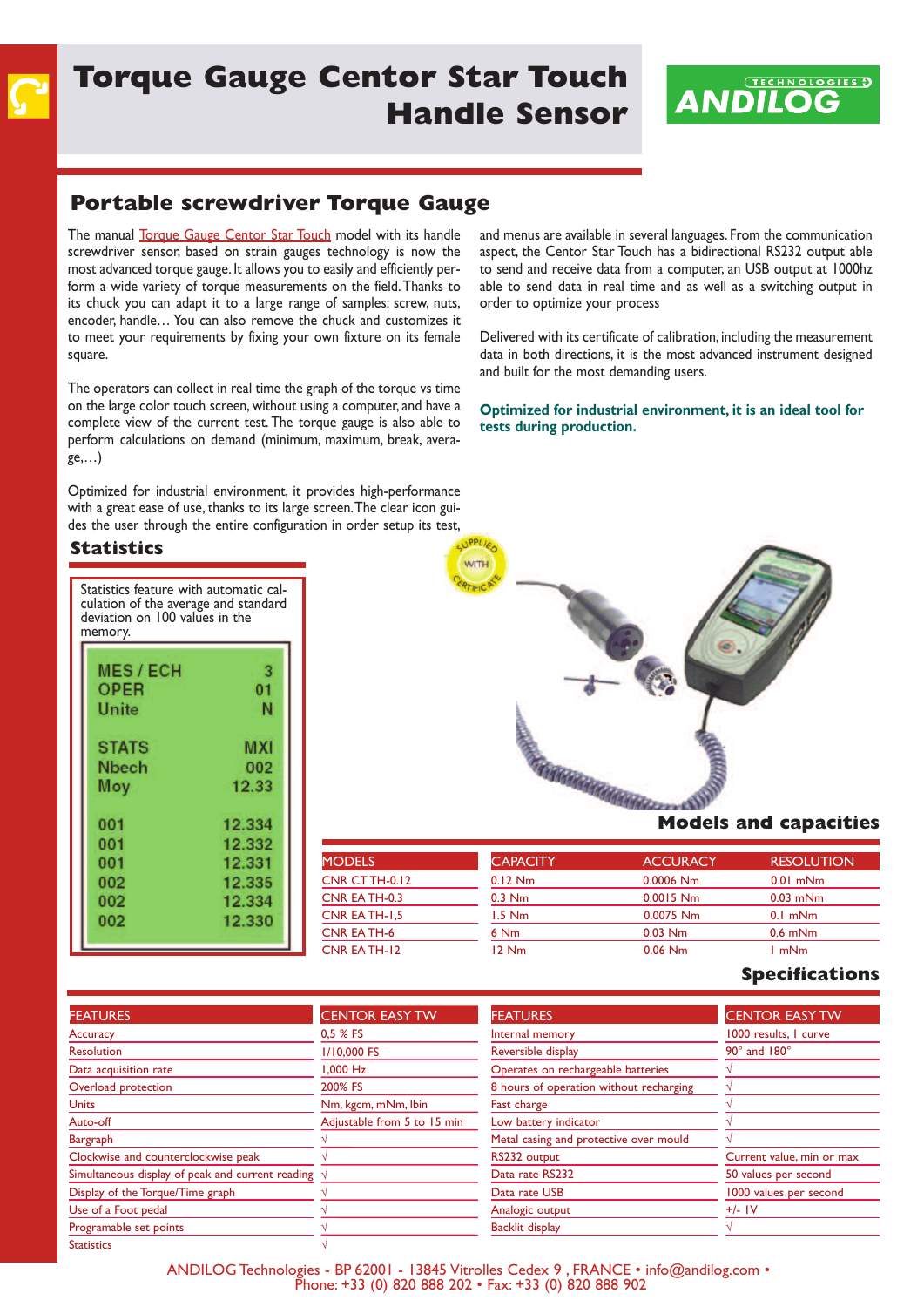# Torque Gauge Center Star Touch Handle Sensor

ANDILOG TECHNOLOGIES

## Portable screwdriver Torque Gauge

The manual Torque Gauge Centor Star Touch model with its handle screwdriver sensor, based on strain gauges technology is now the most advanced torque gauge. It allows you to easily and efficiently perform a wide variety of torque measurements on the field. Thanks to its chuck you can adapt it to a large range of samples: screw, nuts, encoder, handle… You can also remove the chuck and customizes it to meet your requirements by fixing your own fixture on its female square.

The operators can collect in real time the graph of the torque vs time on the large color touch screen, without using a computer, and have a complete view of the current test. The torque gauge is also able to perform calculations on demand (minimum, maximum, break, average,…)

Optimized for industrial environment, it provides high-performance with a great ease of use, thanks to its large screen. The clear icon guides the user through the entire configuration in order setup its test, and menus are available in several languages. From the communication aspect, the Centor Star Touch has a bidirectional RS232 output able to send and receive data from a computer, an USB output at 1000hz able to send data in real time and as well as a switching output in order to optimize your process

Delivered with its certificate of calibration, including the measurement data in both directions, it is the most advanced instrument designed and built for the most demanding users.

**Optimized for industrial environment, it is an ideal tool for tests during production.**

## Statistics

Statistics feature with automatic calculation of the average and standard deviation on 100 values in the memory.

| | |
|---|---|
| MES / ECH | 3 |
| OPER | 01 |
| Unite | N |
| STATS | MXI |
| Nbech | 002 |
| Moy | 12.33 |
| 001 | 12.334 |
| 001 | 12.332 |
| 001 | 12.331 |
| 002 | 12.335 |
| 002 | 12.334 |
| 002 | 12.330 |

SUPPLIED WITH CERTIFICATE

## Models and capacities

| MODELS | CAPACITY | ACCURACY | RESOLUTION |
|---|---|---|---|
| CNR CT TH-0.12 | 0.12 Nm | 0.0006 Nm | 0.01 mNm |
| CNR EA TH-0.3 | 0.3 Nm | 0.0015 Nm | 0.03 mNm |
| CNR EA TH-1,5 | 1.5 Nm | 0.0075 Nm | 0.1 mNm |
| CNR EA TH-6 | 6 Nm | 0.03 Nm | 0.6 mNm |
| CNR EA TH-12 | 12 Nm | 0.06 Nm | 1 mNm |

## Specifications

| FEATURES | CENTOR EASY TW |
|---|---|
| Accuracy | 0,5 % FS |
| Resolution | 1/10,000 FS |
| Data acquisition rate | 1,000 Hz |
| Overload protection | 200% FS |
| Units | Nm, kgcm, mNm, lbin |
| Auto-off | Adjustable from 5 to 15 min |
| Bargraph | √ |
| Clockwise and counterclockwise peak | √ |
| Simultaneous display of peak and current reading | √ |
| Display of the Torque/Time graph | √ |
| Use of a Foot pedal | √ |
| Programable set points | √ |
| Statistics | √ |

| FEATURES | CENTOR EASY TW |
|---|---|
| Internal memory | 1000 results, 1 curve |
| Reversible display | 90° and 180° |
| Operates on rechargeable batteries | √ |
| 8 hours of operation without recharging | √ |
| Fast charge | √ |
| Low battery indicator | √ |
| Metal casing and protective over mould | √ |
| RS232 output | Current value, min or max |
| Data rate RS232 | 50 values per second |
| Data rate USB | 1000 values per second |
| Analogic output | +/- 1V |
| Backlit display | √ |

ANDILOG Technologies - BP 62001 - 13845 Vitrolles Cedex 9 , FRANCE • info@andilog.com •
Phone: +33 (0) 820 888 202 • Fax: +33 (0) 820 888 902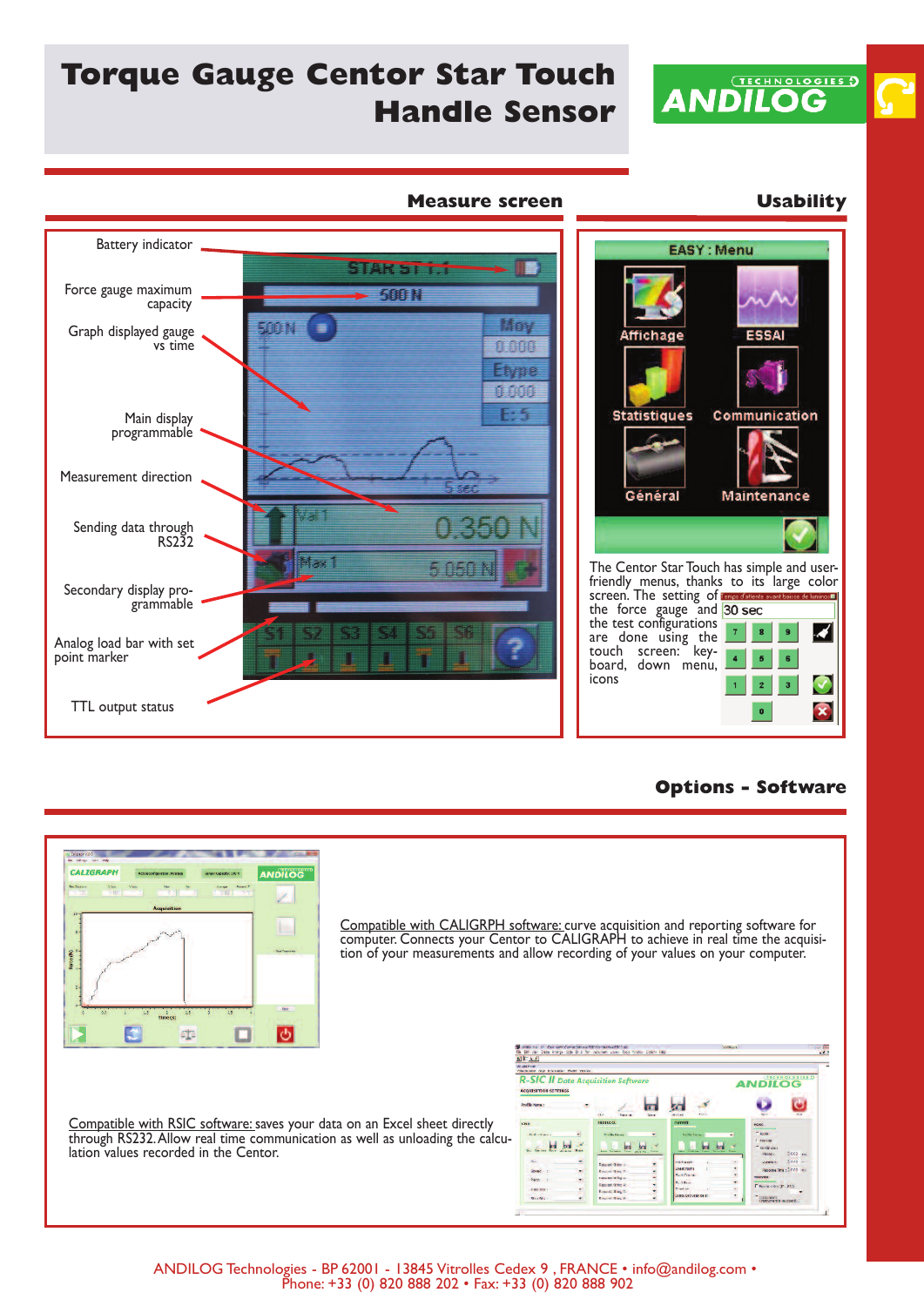# Torque Gauge Centor Star Touch Handle Sensor

## Measure screen

- Battery indicator
- Force gauge maximum capacity
- Graph displayed gauge vs time
- Main display programmable
- Measurement direction
- Sending data through RS232
- Secondary display programmable
- Analog load bar with set point marker
- TTL output status

## Usability

The Centor Star Touch has simple and user-friendly menus, thanks to its large color screen. The setting of the force gauge and the test configurations are done using the touch screen: keyboard, down menu, icons

## Options - Software

Compatible with CALIGRPH software: curve acquisition and reporting software for computer. Connects your Centor to CALIGRAPH to achieve in real time the acquisition of your measurements and allow recording of your values on your computer.

Compatible with RSIC software: saves your data on an Excel sheet directly through RS232. Allow real time communication as well as unloading the calculation values recorded in the Centor.

ANDILOG Technologies - BP 62001 - 13845 Vitrolles Cedex 9 , FRANCE • info@andilog.com •
Phone: +33 (0) 820 888 202 • Fax: +33 (0) 820 888 902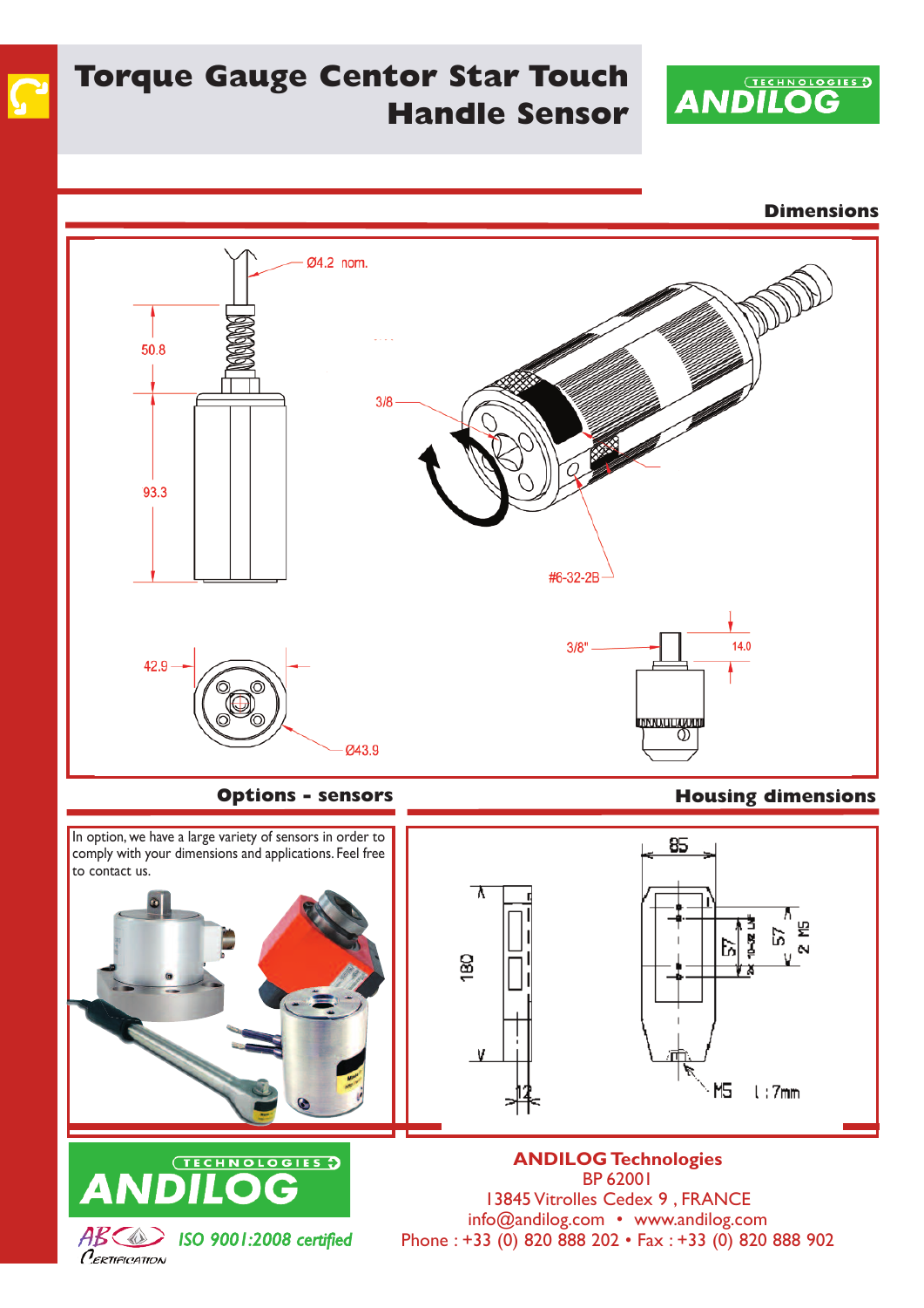# Torque Gauge Centor Star Touch Handle Sensor

ANDILOG TECHNOLOGIES

## Dimensions

Ø4.2 nom.

50.8

93.3

3/8

#6-32-2B

42.9

Ø43.9

3/8"

14.0

## Options - sensors

In option, we have a large variety of sensors in order to comply with your dimensions and applications. Feel free to contact us.

## Housing dimensions

85

180

57

2 M5

12

M5 l : 7mm

ANDILOG TECHNOLOGIES

ISO 9001:2008 certified

**ANDILOG Technologies**
BP 62001
13845 Vitrolles Cedex 9 , FRANCE
info@andilog.com • www.andilog.com
Phone : +33 (0) 820 888 202 • Fax : +33 (0) 820 888 902